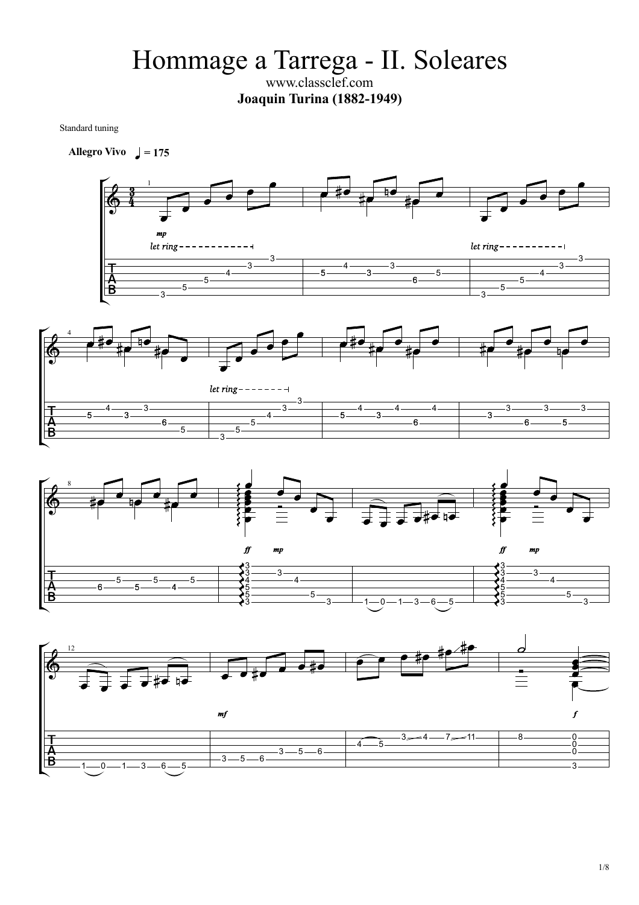# Hommage a Tarrega - II. Soleares

www.classclef.com

**Joaquin Turina (1882-1949)**

Standard tuning

**Allegro Vivo** ♩ = 175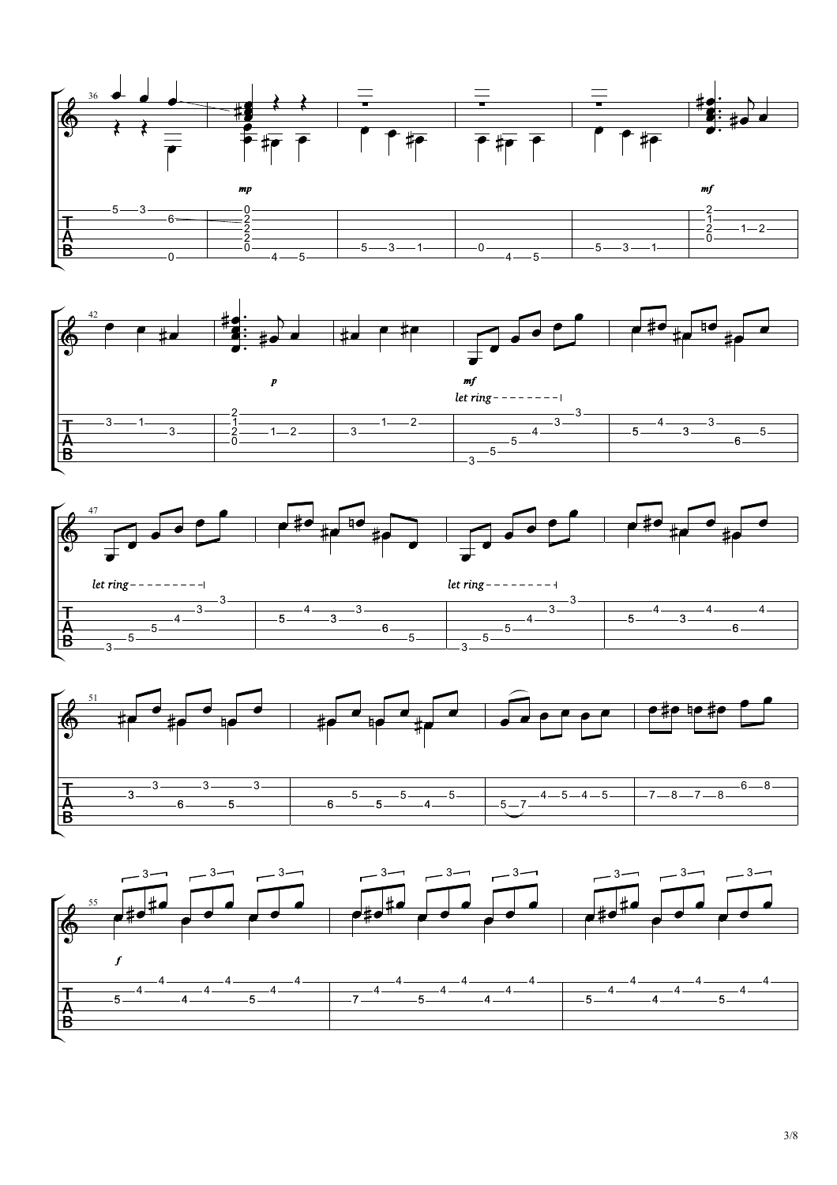36

*mp*

*mf*

42

*p*

*mf*

*let ring*

47

*let ring*

*let ring*

51

55

*f*